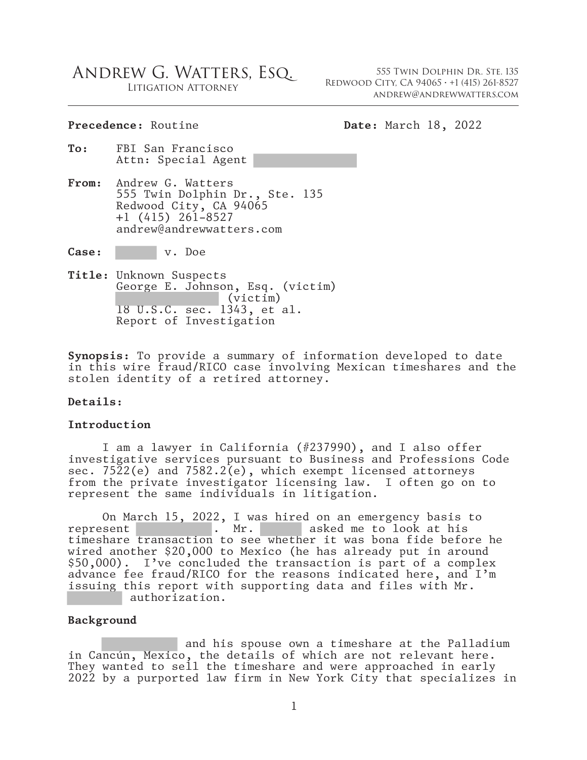# Andrew G. Watters, Esq.

Litigation Attorney

555 Twin Dolphin Dr. Ste. 135
Redwood City, CA 94065 · +1 (415) 261-8527
andrew@andrewwatters.com

---

**Precedence:** Routine **Date:** March 18, 2022

**To:** FBI San Francisco
Attn: Special Agent

**From:** Andrew G. Watters
555 Twin Dolphin Dr., Ste. 135
Redwood City, CA 94065
+1 (415) 261-8527
andrew@andrewwatters.com

**Case:** v. Doe

**Title:** Unknown Suspects
George E. Johnson, Esq. (victim)
(victim)
18 U.S.C. sec. 1343, et al.
Report of Investigation

**Synopsis:** To provide a summary of information developed to date in this wire fraud/RICO case involving Mexican timeshares and the stolen identity of a retired attorney.

**Details:**

**Introduction**

I am a lawyer in California (#237990), and I also offer investigative services pursuant to Business and Professions Code sec. 7522(e) and 7582.2(e), which exempt licensed attorneys from the private investigator licensing law. I often go on to represent the same individuals in litigation.

On March 15, 2022, I was hired on an emergency basis to represent . Mr. asked me to look at his timeshare transaction to see whether it was bona fide before he wired another $20,000 to Mexico (he has already put in around $50,000). I've concluded the transaction is part of a complex advance fee fraud/RICO for the reasons indicated here, and I'm issuing this report with supporting data and files with Mr. authorization.

**Background**

and his spouse own a timeshare at the Palladium in Cancún, Mexico, the details of which are not relevant here. They wanted to sell the timeshare and were approached in early 2022 by a purported law firm in New York City that specializes in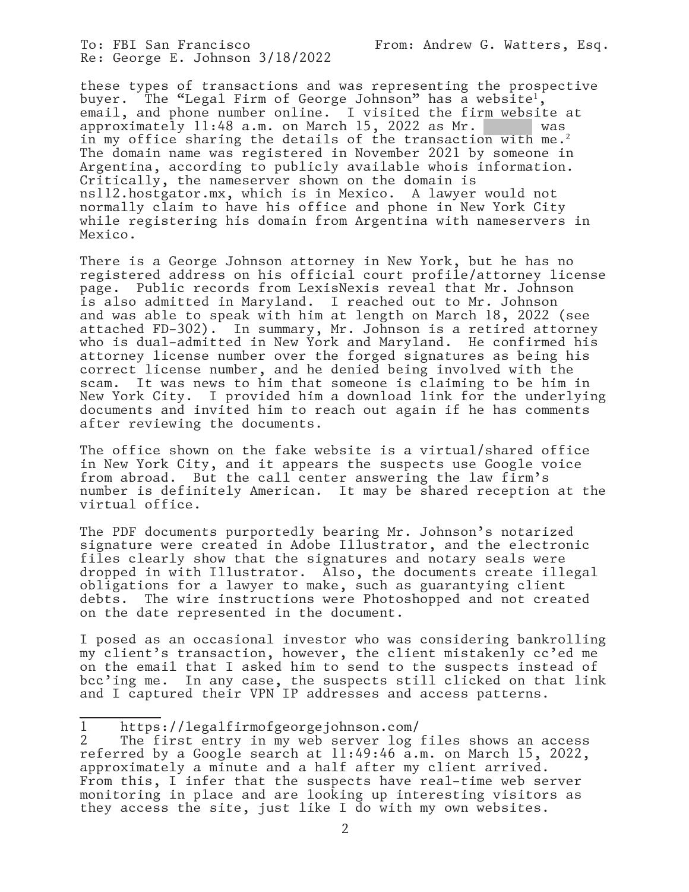these types of transactions and was representing the prospective buyer. The "Legal Firm of George Johnson" has a website[1], email, and phone number online. I visited the firm website at approximately 11:48 a.m. on March 15, 2022 as Mr. ██████ was in my office sharing the details of the transaction with me.[2] The domain name was registered in November 2021 by someone in Argentina, according to publicly available whois information. Critically, the nameserver shown on the domain is ns112.hostgator.mx, which is in Mexico. A lawyer would not normally claim to have his office and phone in New York City while registering his domain from Argentina with nameservers in Mexico.

There is a George Johnson attorney in New York, but he has no registered address on his official court profile/attorney license page. Public records from LexisNexis reveal that Mr. Johnson is also admitted in Maryland. I reached out to Mr. Johnson and was able to speak with him at length on March 18, 2022 (see attached FD-302). In summary, Mr. Johnson is a retired attorney who is dual-admitted in New York and Maryland. He confirmed his attorney license number over the forged signatures as being his correct license number, and he denied being involved with the scam. It was news to him that someone is claiming to be him in New York City. I provided him a download link for the underlying documents and invited him to reach out again if he has comments after reviewing the documents.

The office shown on the fake website is a virtual/shared office in New York City, and it appears the suspects use Google voice from abroad. But the call center answering the law firm's number is definitely American. It may be shared reception at the virtual office.

The PDF documents purportedly bearing Mr. Johnson's notarized signature were created in Adobe Illustrator, and the electronic files clearly show that the signatures and notary seals were dropped in with Illustrator. Also, the documents create illegal obligations for a lawyer to make, such as guarantying client debts. The wire instructions were Photoshopped and not created on the date represented in the document.

I posed as an occasional investor who was considering bankrolling my client's transaction, however, the client mistakenly cc'ed me on the email that I asked him to send to the suspects instead of bcc'ing me. In any case, the suspects still clicked on that link and I captured their VPN IP addresses and access patterns.

---

1 https://legalfirmofgeorgejohnson.com/

2 The first entry in my web server log files shows an access referred by a Google search at 11:49:46 a.m. on March 15, 2022, approximately a minute and a half after my client arrived. From this, I infer that the suspects have real-time web server monitoring in place and are looking up interesting visitors as they access the site, just like I do with my own websites.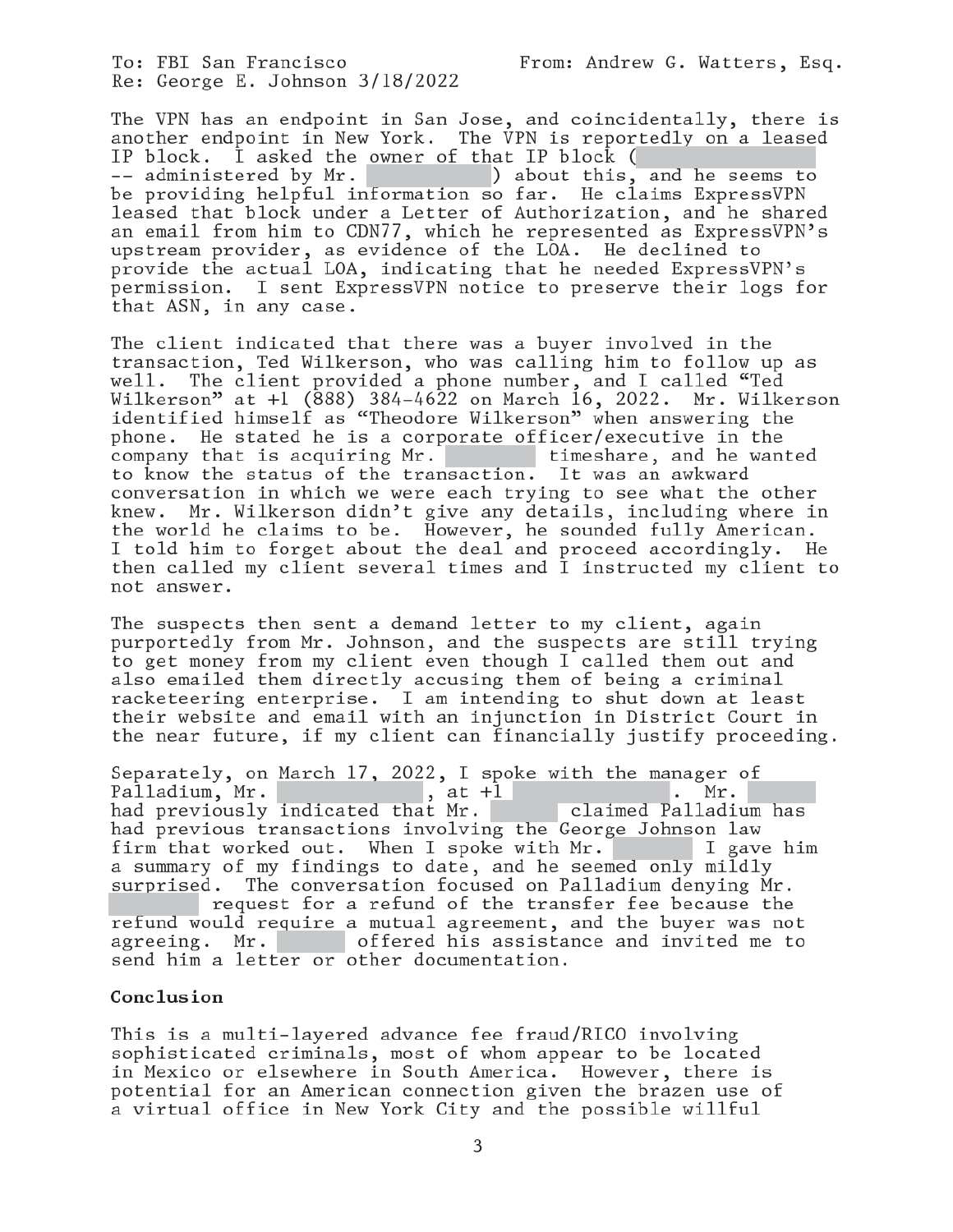The VPN has an endpoint in San Jose, and coincidentally, there is another endpoint in New York. The VPN is reportedly on a leased IP block. I asked the owner of that IP block ( -- administered by Mr. ) about this, and he seems to be providing helpful information so far. He claims ExpressVPN leased that block under a Letter of Authorization, and he shared an email from him to CDN77, which he represented as ExpressVPN's upstream provider, as evidence of the LOA. He declined to provide the actual LOA, indicating that he needed ExpressVPN's permission. I sent ExpressVPN notice to preserve their logs for that ASN, in any case.

The client indicated that there was a buyer involved in the transaction, Ted Wilkerson, who was calling him to follow up as well. The client provided a phone number, and I called "Ted Wilkerson" at +1 (888) 384-4622 on March 16, 2022. Mr. Wilkerson identified himself as "Theodore Wilkerson" when answering the phone. He stated he is a corporate officer/executive in the company that is acquiring Mr. timeshare, and he wanted to know the status of the transaction. It was an awkward conversation in which we were each trying to see what the other knew. Mr. Wilkerson didn't give any details, including where in the world he claims to be. However, he sounded fully American. I told him to forget about the deal and proceed accordingly. He then called my client several times and I instructed my client to not answer.

The suspects then sent a demand letter to my client, again purportedly from Mr. Johnson, and the suspects are still trying to get money from my client even though I called them out and also emailed them directly accusing them of being a criminal racketeering enterprise. I am intending to shut down at least their website and email with an injunction in District Court in the near future, if my client can financially justify proceeding.

Separately, on March 17, 2022, I spoke with the manager of Palladium, Mr. , at +1 . Mr. had previously indicated that Mr. claimed Palladium has had previous transactions involving the George Johnson law firm that worked out. When I spoke with Mr. I gave him a summary of my findings to date, and he seemed only mildly surprised. The conversation focused on Palladium denying Mr. request for a refund of the transfer fee because the refund would require a mutual agreement, and the buyer was not agreeing. Mr. offered his assistance and invited me to send him a letter or other documentation.

**Conclusion**

This is a multi-layered advance fee fraud/RICO involving sophisticated criminals, most of whom appear to be located in Mexico or elsewhere in South America. However, there is potential for an American connection given the brazen use of a virtual office in New York City and the possible willful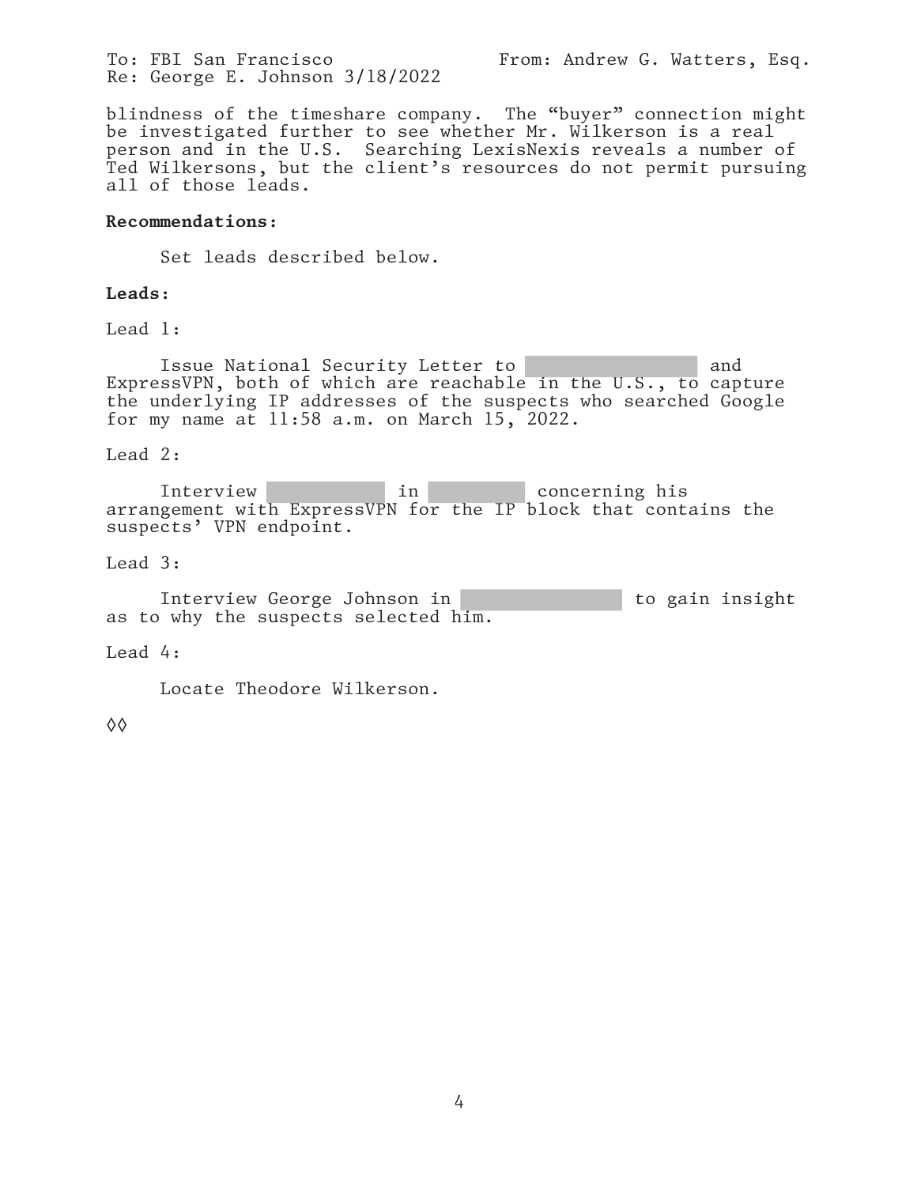blindness of the timeshare company. The "buyer" connection might be investigated further to see whether Mr. Wilkerson is a real person and in the U.S. Searching LexisNexis reveals a number of Ted Wilkersons, but the client's resources do not permit pursuing all of those leads.

**Recommendations:**

Set leads described below.

**Leads:**

Lead 1:

Issue National Security Letter to [REDACTED] and ExpressVPN, both of which are reachable in the U.S., to capture the underlying IP addresses of the suspects who searched Google for my name at 11:58 a.m. on March 15, 2022.

Lead 2:

Interview [REDACTED] in [REDACTED] concerning his arrangement with ExpressVPN for the IP block that contains the suspects' VPN endpoint.

Lead 3:

Interview George Johnson in [REDACTED] to gain insight as to why the suspects selected him.

Lead 4:

Locate Theodore Wilkerson.

◊◊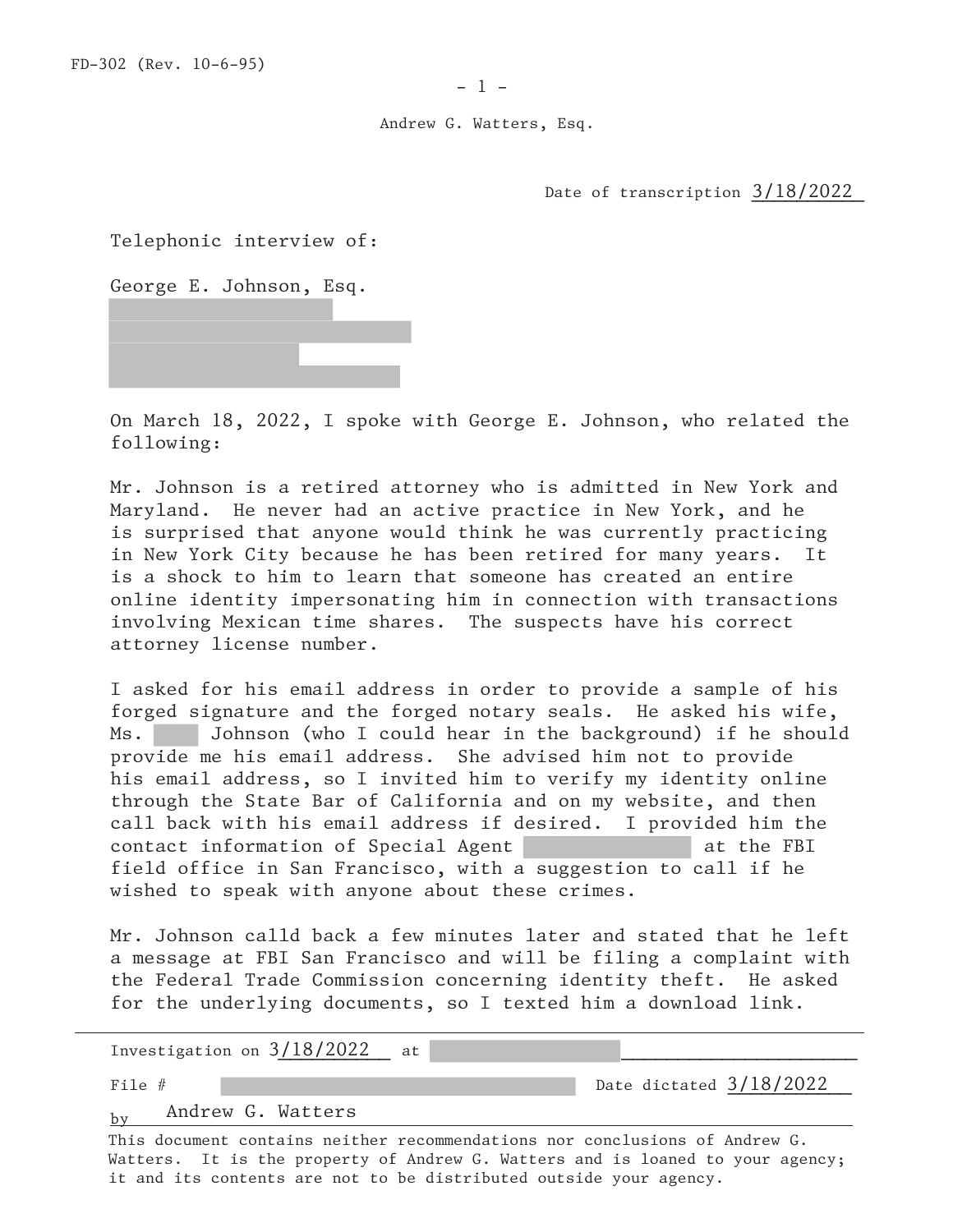FD-302 (Rev. 10-6-95)

Andrew G. Watters, Esq.

Date of transcription 3/18/2022

Telephonic interview of:

George E. Johnson, Esq.

On March 18, 2022, I spoke with George E. Johnson, who related the following:

Mr. Johnson is a retired attorney who is admitted in New York and Maryland. He never had an active practice in New York, and he is surprised that anyone would think he was currently practicing in New York City because he has been retired for many years. It is a shock to him to learn that someone has created an entire online identity impersonating him in connection with transactions involving Mexican time shares. The suspects have his correct attorney license number.

I asked for his email address in order to provide a sample of his forged signature and the forged notary seals. He asked his wife, Ms. Johnson (who I could hear in the background) if he should provide me his email address. She advised him not to provide his email address, so I invited him to verify my identity online through the State Bar of California and on my website, and then call back with his email address if desired. I provided him the contact information of Special Agent at the FBI field office in San Francisco, with a suggestion to call if he wished to speak with anyone about these crimes.

Mr. Johnson calld back a few minutes later and stated that he left a message at FBI San Francisco and will be filing a complaint with the Federal Trade Commission concerning identity theft. He asked for the underlying documents, so I texted him a download link.

---

Investigation on 3/18/2022 at

File #                                        Date dictated 3/18/2022

by Andrew G. Watters

This document contains neither recommendations nor conclusions of Andrew G. Watters. It is the property of Andrew G. Watters and is loaned to your agency; it and its contents are not to be distributed outside your agency.